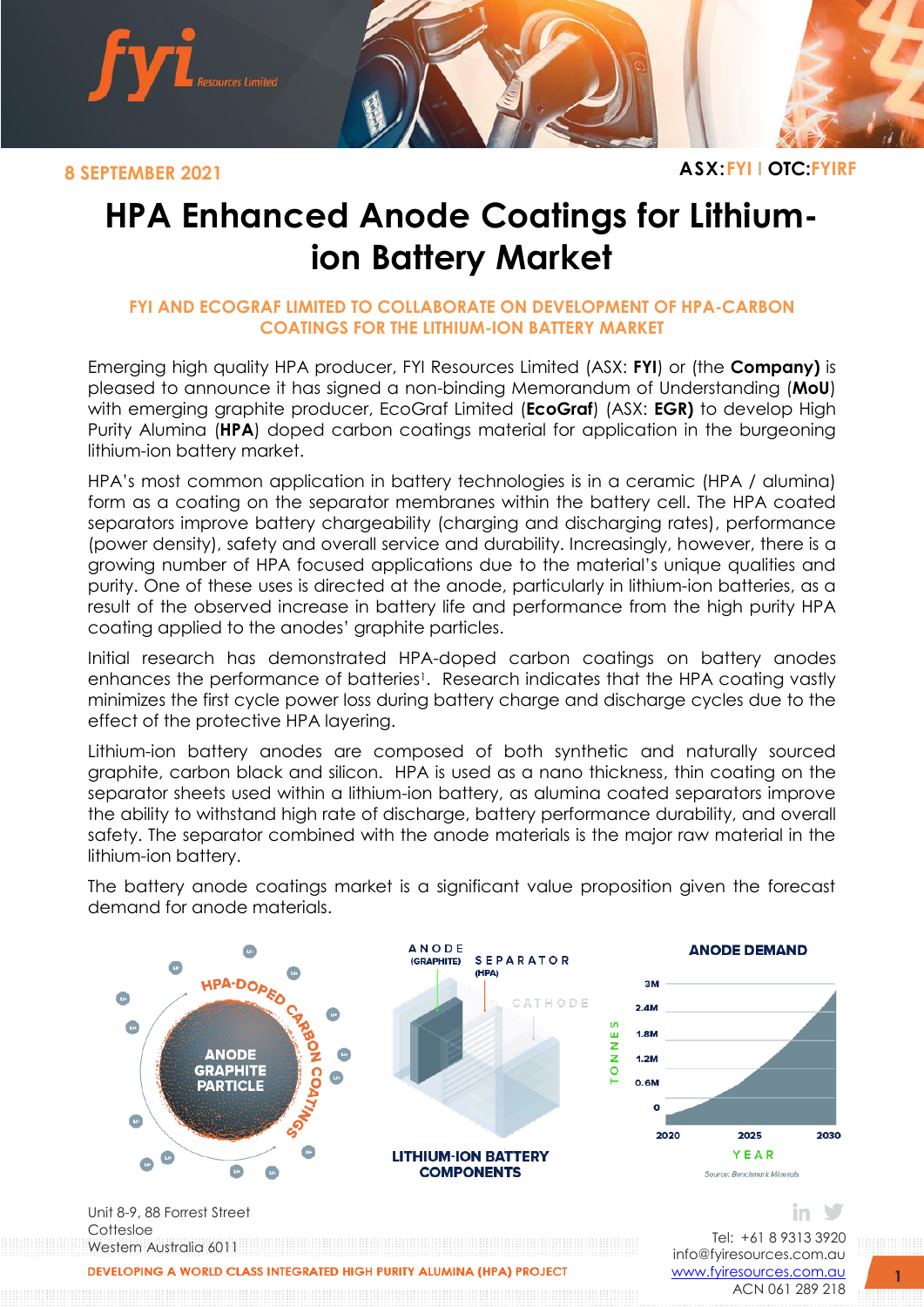8 SEPTEMBER 2021

ASX:FYI I OTC:FYIRF

# HPA Enhanced Anode Coatings for Lithium-ion Battery Market

## FYI AND ECOGRAF LIMITED TO COLLABORATE ON DEVELOPMENT OF HPA-CARBON COATINGS FOR THE LITHIUM-ION BATTERY MARKET

Emerging high quality HPA producer, FYI Resources Limited (ASX: **FYI**) or (the **Company)** is pleased to announce it has signed a non-binding Memorandum of Understanding (**MoU**) with emerging graphite producer, EcoGraf Limited (**EcoGraf**) (ASX: **EGR)** to develop High Purity Alumina (**HPA**) doped carbon coatings material for application in the burgeoning lithium-ion battery market.

HPA's most common application in battery technologies is in a ceramic (HPA / alumina) form as a coating on the separator membranes within the battery cell. The HPA coated separators improve battery chargeability (charging and discharging rates), performance (power density), safety and overall service and durability. Increasingly, however, there is a growing number of HPA focused applications due to the material's unique qualities and purity. One of these uses is directed at the anode, particularly in lithium-ion batteries, as a result of the observed increase in battery life and performance from the high purity HPA coating applied to the anodes' graphite particles.

Initial research has demonstrated HPA-doped carbon coatings on battery anodes enhances the performance of batteries[1]. Research indicates that the HPA coating vastly minimizes the first cycle power loss during battery charge and discharge cycles due to the effect of the protective HPA layering.

Lithium-ion battery anodes are composed of both synthetic and naturally sourced graphite, carbon black and silicon. HPA is used as a nano thickness, thin coating on the separator sheets used within a lithium-ion battery, as alumina coated separators improve the ability to withstand high rate of discharge, battery performance durability, and overall safety. The separator combined with the anode materials is the major raw material in the lithium-ion battery.

The battery anode coatings market is a significant value proposition given the forecast demand for anode materials.

HPA-DOPED CARBON COATINGS — ANODE GRAPHITE PARTICLE

ANODE (GRAPHITE) — SEPARATOR (HPA) — CATHODE

**LITHIUM-ION BATTERY COMPONENTS**

**ANODE DEMAND**

TONNES: 0, 0.6M, 1.2M, 1.8M, 2.4M, 3M — YEAR: 2020, 2025, 2030

*Source: Benchmark Minerals*

Unit 8-9, 88 Forrest Street
Cottesloe
Western Australia 6011

Tel: +61 8 9313 3920
info@fyiresources.com.au
www.fyiresources.com.au
ACN 061 289 218

DEVELOPING A WORLD CLASS INTEGRATED HIGH PURITY ALUMINA (HPA) PROJECT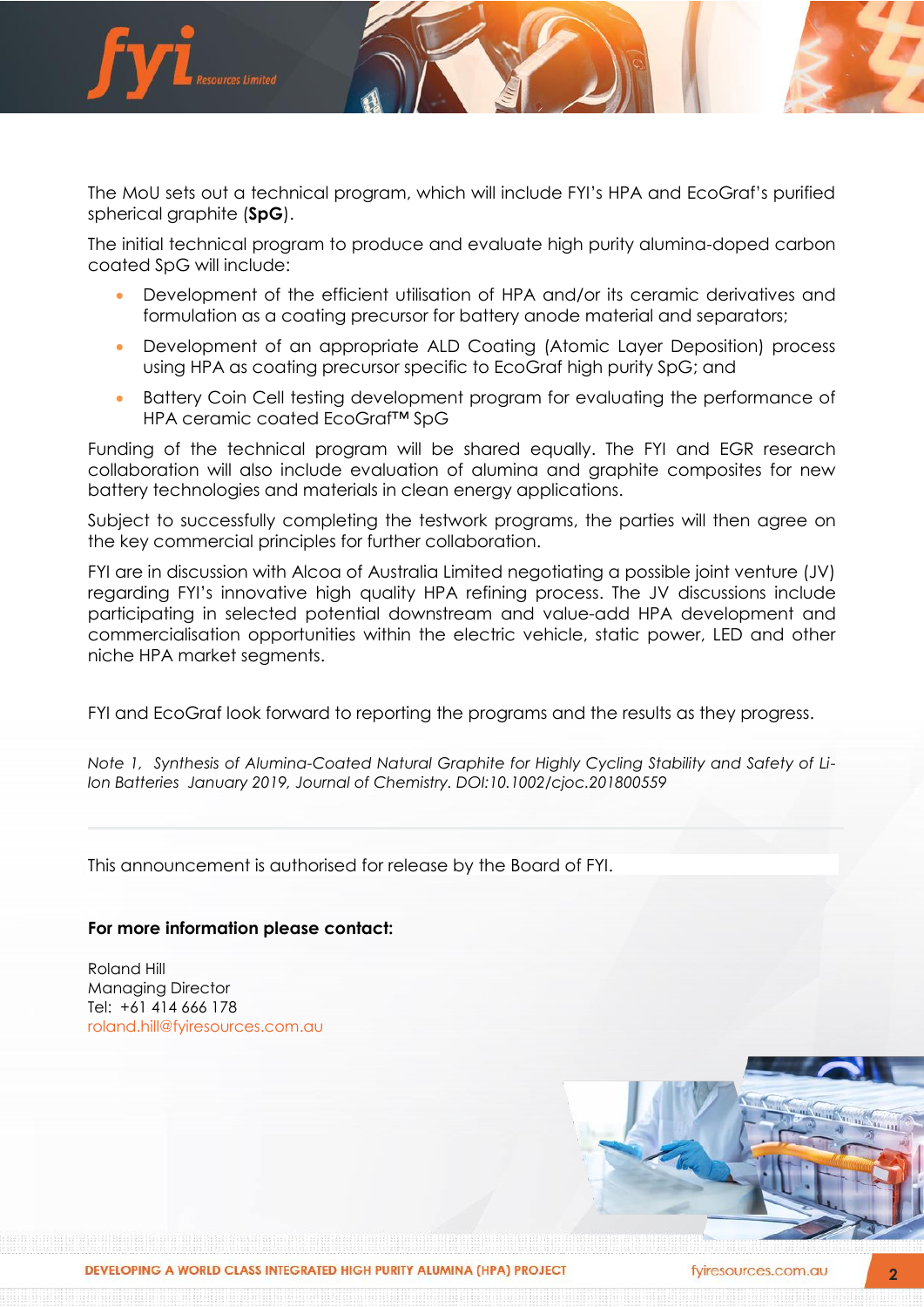The MoU sets out a technical program, which will include FYI's HPA and EcoGraf's purified spherical graphite (**SpG**).

The initial technical program to produce and evaluate high purity alumina-doped carbon coated SpG will include:

- Development of the efficient utilisation of HPA and/or its ceramic derivatives and formulation as a coating precursor for battery anode material and separators;
- Development of an appropriate ALD Coating (Atomic Layer Deposition) process using HPA as coating precursor specific to EcoGraf high purity SpG; and
- Battery Coin Cell testing development program for evaluating the performance of HPA ceramic coated EcoGraf™ SpG

Funding of the technical program will be shared equally. The FYI and EGR research collaboration will also include evaluation of alumina and graphite composites for new battery technologies and materials in clean energy applications.

Subject to successfully completing the testwork programs, the parties will then agree on the key commercial principles for further collaboration.

FYI are in discussion with Alcoa of Australia Limited negotiating a possible joint venture (JV) regarding FYI's innovative high quality HPA refining process. The JV discussions include participating in selected potential downstream and value-add HPA development and commercialisation opportunities within the electric vehicle, static power, LED and other niche HPA market segments.

FYI and EcoGraf look forward to reporting the programs and the results as they progress.

*Note 1, Synthesis of Alumina-Coated Natural Graphite for Highly Cycling Stability and Safety of Li-Ion Batteries January 2019, Journal of Chemistry. DOI:10.1002/cjoc.201800559*

---

This announcement is authorised for release by the Board of FYI.

**For more information please contact:**

Roland Hill
Managing Director
Tel: +61 414 666 178
roland.hill@fyiresources.com.au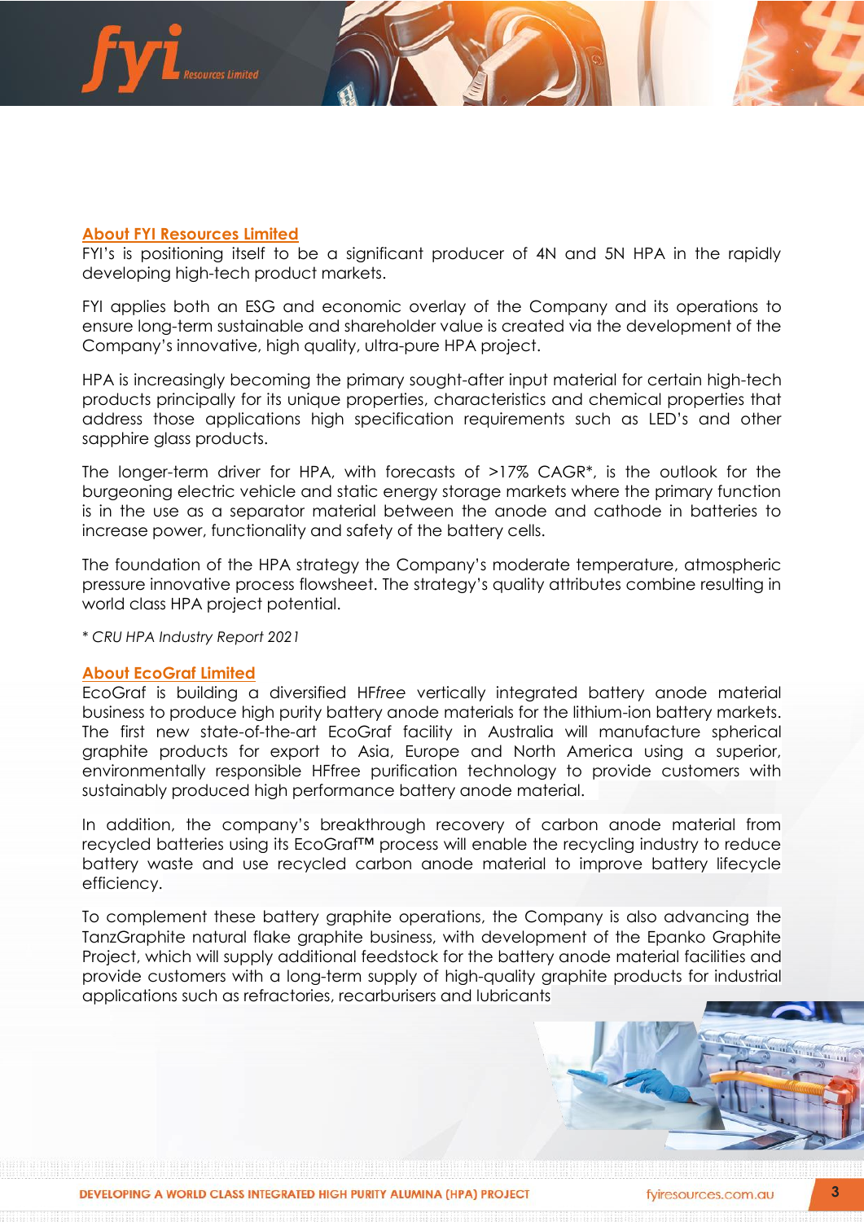## About FYI Resources Limited

FYI's is positioning itself to be a significant producer of 4N and 5N HPA in the rapidly developing high-tech product markets.

FYI applies both an ESG and economic overlay of the Company and its operations to ensure long-term sustainable and shareholder value is created via the development of the Company's innovative, high quality, ultra-pure HPA project.

HPA is increasingly becoming the primary sought-after input material for certain high-tech products principally for its unique properties, characteristics and chemical properties that address those applications high specification requirements such as LED's and other sapphire glass products.

The longer-term driver for HPA, with forecasts of >17% CAGR*, is the outlook for the burgeoning electric vehicle and static energy storage markets where the primary function is in the use as a separator material between the anode and cathode in batteries to increase power, functionality and safety of the battery cells.

The foundation of the HPA strategy the Company's moderate temperature, atmospheric pressure innovative process flowsheet. The strategy's quality attributes combine resulting in world class HPA project potential.

*\* CRU HPA Industry Report 2021*

## About EcoGraf Limited

EcoGraf is building a diversified HF*free* vertically integrated battery anode material business to produce high purity battery anode materials for the lithium-ion battery markets. The first new state-of-the-art EcoGraf facility in Australia will manufacture spherical graphite products for export to Asia, Europe and North America using a superior, environmentally responsible HFfree purification technology to provide customers with sustainably produced high performance battery anode material.

In addition, the company's breakthrough recovery of carbon anode material from recycled batteries using its EcoGraf™ process will enable the recycling industry to reduce battery waste and use recycled carbon anode material to improve battery lifecycle efficiency.

To complement these battery graphite operations, the Company is also advancing the TanzGraphite natural flake graphite business, with development of the Epanko Graphite Project, which will supply additional feedstock for the battery anode material facilities and provide customers with a long-term supply of high-quality graphite products for industrial applications such as refractories, recarburisers and lubricants